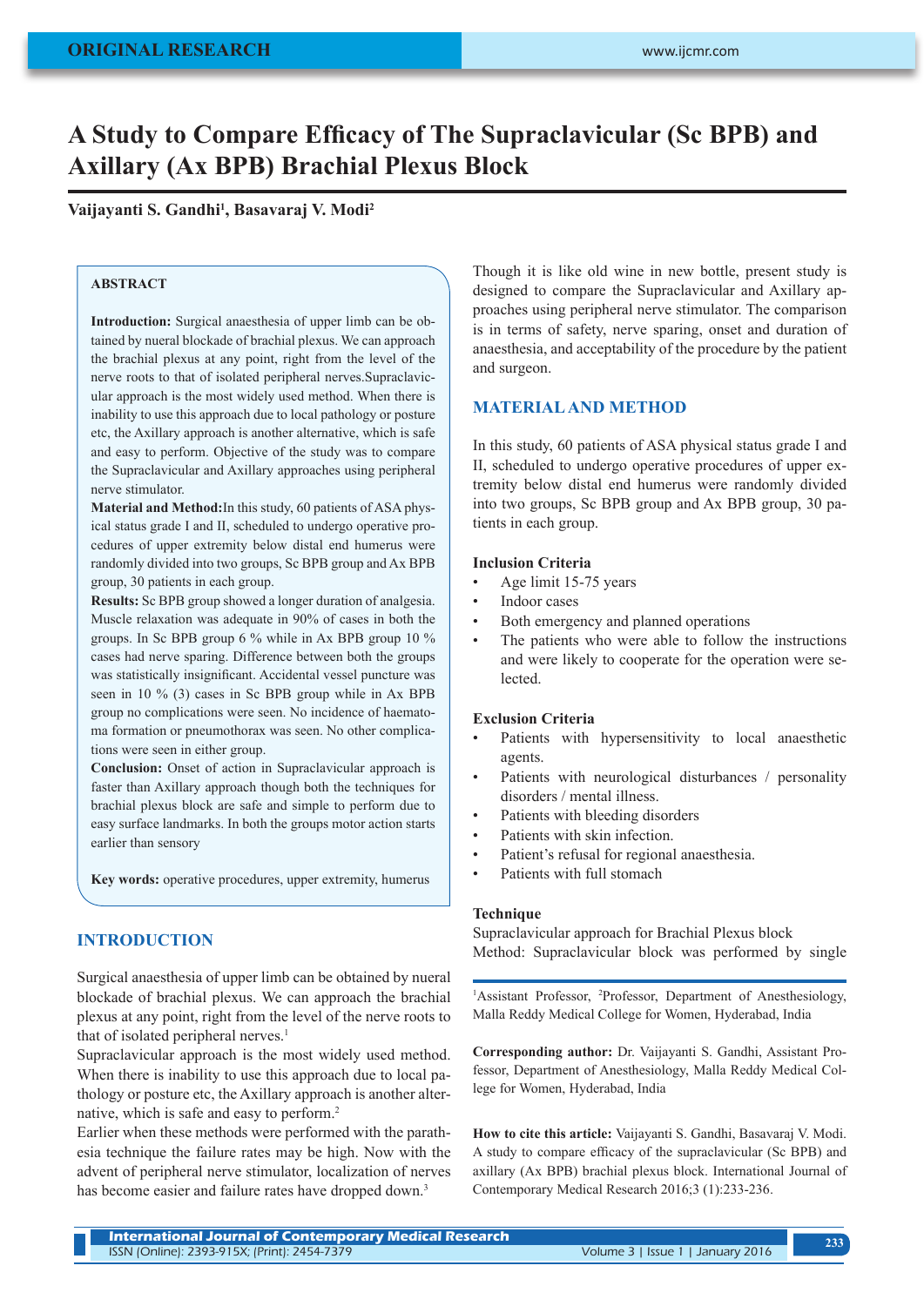# A Study to Compare Efficacy of The Supraclavicular (Sc BPB) and Axillary (Ax BPB) Brachial Plexus Block

**Vaijayanti S. Gandhi[1], Basavaraj V. Modi[2]**

### ABSTRACT

**Introduction:** Surgical anaesthesia of upper limb can be obtained by nueral blockade of brachial plexus. We can approach the brachial plexus at any point, right from the level of the nerve roots to that of isolated peripheral nerves.Supraclavicular approach is the most widely used method. When there is inability to use this approach due to local pathology or posture etc, the Axillary approach is another alternative, which is safe and easy to perform. Objective of the study was to compare the Supraclavicular and Axillary approaches using peripheral nerve stimulator.

**Material and Method:**In this study, 60 patients of ASA physical status grade I and II, scheduled to undergo operative procedures of upper extremity below distal end humerus were randomly divided into two groups, Sc BPB group and Ax BPB group, 30 patients in each group.

**Results:** Sc BPB group showed a longer duration of analgesia. Muscle relaxation was adequate in 90% of cases in both the groups. In Sc BPB group 6 % while in Ax BPB group 10 % cases had nerve sparing. Difference between both the groups was statistically insignificant. Accidental vessel puncture was seen in 10 % (3) cases in Sc BPB group while in Ax BPB group no complications were seen. No incidence of haematoma formation or pneumothorax was seen. No other complications were seen in either group.

**Conclusion:** Onset of action in Supraclavicular approach is faster than Axillary approach though both the techniques for brachial plexus block are safe and simple to perform due to easy surface landmarks. In both the groups motor action starts earlier than sensory

**Key words:** operative procedures, upper extremity, humerus

## INTRODUCTION

Surgical anaesthesia of upper limb can be obtained by nueral blockade of brachial plexus. We can approach the brachial plexus at any point, right from the level of the nerve roots to that of isolated peripheral nerves.[1]

Supraclavicular approach is the most widely used method. When there is inability to use this approach due to local pathology or posture etc, the Axillary approach is another alternative, which is safe and easy to perform.[2]

Earlier when these methods were performed with the parathesia technique the failure rates may be high. Now with the advent of peripheral nerve stimulator, localization of nerves has become easier and failure rates have dropped down.[3]

Though it is like old wine in new bottle, present study is designed to compare the Supraclavicular and Axillary approaches using peripheral nerve stimulator. The comparison is in terms of safety, nerve sparing, onset and duration of anaesthesia, and acceptability of the procedure by the patient and surgeon.

## MATERIAL AND METHOD

In this study, 60 patients of ASA physical status grade I and II, scheduled to undergo operative procedures of upper extremity below distal end humerus were randomly divided into two groups, Sc BPB group and Ax BPB group, 30 patients in each group.

### Inclusion Criteria

- Age limit 15-75 years
- Indoor cases
- Both emergency and planned operations
- The patients who were able to follow the instructions and were likely to cooperate for the operation were selected.

### Exclusion Criteria

- Patients with hypersensitivity to local anaesthetic agents.
- Patients with neurological disturbances / personality disorders / mental illness.
- Patients with bleeding disorders
- Patients with skin infection.
- Patient's refusal for regional anaesthesia.
- Patients with full stomach

### Technique

Supraclavicular approach for Brachial Plexus block

Method: Supraclavicular block was performed by single

[1]Assistant Professor, [2]Professor, Department of Anesthesiology, Malla Reddy Medical College for Women, Hyderabad, India

**Corresponding author:** Dr. Vaijayanti S. Gandhi, Assistant Professor, Department of Anesthesiology, Malla Reddy Medical College for Women, Hyderabad, India

**How to cite this article:** Vaijayanti S. Gandhi, Basavaraj V. Modi. A study to compare efficacy of the supraclavicular (Sc BPB) and axillary (Ax BPB) brachial plexus block. International Journal of Contemporary Medical Research 2016;3 (1):233-236.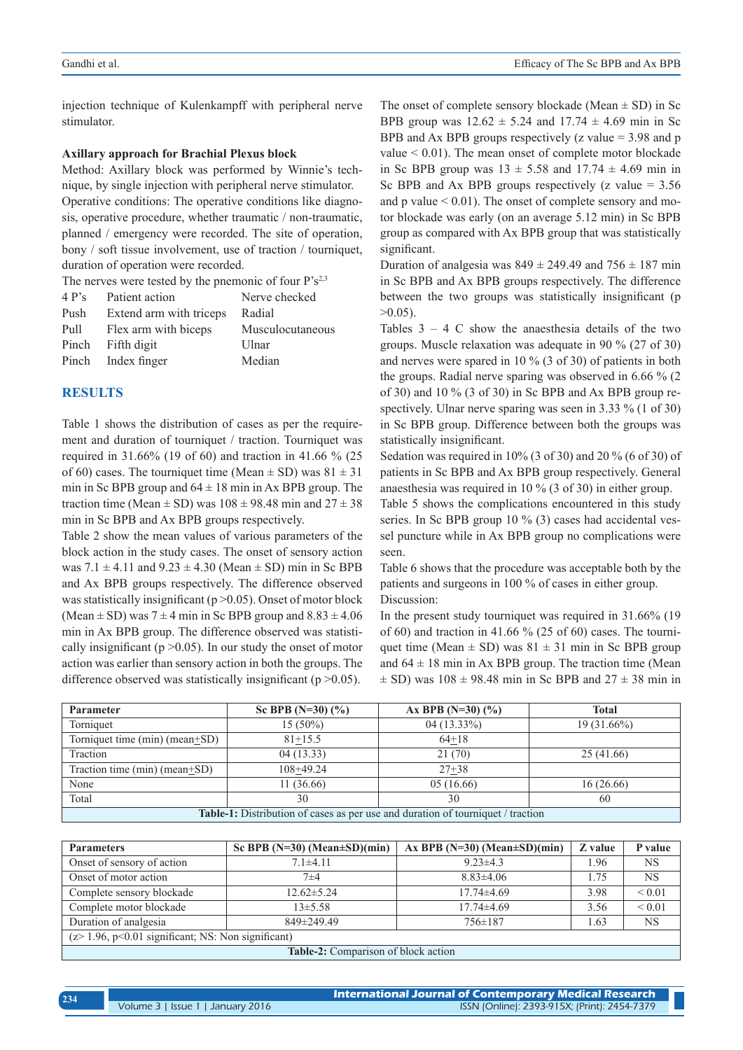injection technique of Kulenkampff with peripheral nerve stimulator.

**Axillary approach for Brachial Plexus block**

Method: Axillary block was performed by Winnie's technique, by single injection with peripheral nerve stimulator.

Operative conditions: The operative conditions like diagnosis, operative procedure, whether traumatic / non-traumatic, planned / emergency were recorded. The site of operation, bony / soft tissue involvement, use of traction / tourniquet, duration of operation were recorded.

The nerves were tested by the pnemonic of four P's[2,3]

| 4 P's | Patient action | Nerve checked |
|---|---|---|
| Push | Extend arm with triceps | Radial |
| Pull | Flex arm with biceps | Musculocutaneous |
| Pinch | Fifth digit | Ulnar |
| Pinch | Index finger | Median |

## RESULTS

Table 1 shows the distribution of cases as per the requirement and duration of tourniquet / traction. Tourniquet was required in 31.66% (19 of 60) and traction in 41.66 % (25 of 60) cases. The tourniquet time (Mean ± SD) was 81 ± 31 min in Sc BPB group and 64 ± 18 min in Ax BPB group. The traction time (Mean ± SD) was 108 ± 98.48 min and 27 ± 38 min in Sc BPB and Ax BPB groups respectively.

Table 2 show the mean values of various parameters of the block action in the study cases. The onset of sensory action was 7.1 ± 4.11 and 9.23 ± 4.30 (Mean ± SD) min in Sc BPB and Ax BPB groups respectively. The difference observed was statistically insignificant (p >0.05). Onset of motor block (Mean ± SD) was 7 ± 4 min in Sc BPB group and 8.83 ± 4.06 min in Ax BPB group. The difference observed was statistically insignificant (p >0.05). In our study the onset of motor action was earlier than sensory action in both the groups. The difference observed was statistically insignificant (p >0.05).

The onset of complete sensory blockade (Mean ± SD) in Sc BPB group was 12.62 ± 5.24 and 17.74 ± 4.69 min in Sc BPB and Ax BPB groups respectively (z value = 3.98 and p value < 0.01). The mean onset of complete motor blockade in Sc BPB group was 13 ± 5.58 and 17.74 ± 4.69 min in Sc BPB and Ax BPB groups respectively (z value = 3.56 and p value < 0.01). The onset of complete sensory and motor blockade was early (on an average 5.12 min) in Sc BPB group as compared with Ax BPB group that was statistically significant.

Duration of analgesia was 849 ± 249.49 and 756 ± 187 min in Sc BPB and Ax BPB groups respectively. The difference between the two groups was statistically insignificant (p >0.05).

Tables 3 – 4 C show the anaesthesia details of the two groups. Muscle relaxation was adequate in 90 % (27 of 30) and nerves were spared in 10 % (3 of 30) of patients in both the groups. Radial nerve sparing was observed in 6.66 % (2 of 30) and 10 % (3 of 30) in Sc BPB and Ax BPB group respectively. Ulnar nerve sparing was seen in 3.33 % (1 of 30) in Sc BPB group. Difference between both the groups was statistically insignificant.

Sedation was required in 10% (3 of 30) and 20 % (6 of 30) of patients in Sc BPB and Ax BPB group respectively. General anaesthesia was required in 10 % (3 of 30) in either group.

Table 5 shows the complications encountered in this study series. In Sc BPB group 10 % (3) cases had accidental vessel puncture while in Ax BPB group no complications were seen.

Table 6 shows that the procedure was acceptable both by the patients and surgeons in 100 % of cases in either group.

Discussion:

In the present study tourniquet was required in 31.66% (19 of 60) and traction in 41.66 % (25 of 60) cases. The tourniquet time (Mean ± SD) was 81 ± 31 min in Sc BPB group and 64 ± 18 min in Ax BPB group. The traction time (Mean ± SD) was 108 ± 98.48 min in Sc BPB and 27 ± 38 min in

| Parameter | Sc BPB (N=30) (%) | Ax BPB (N=30) (%) | Total |
|---|---|---|---|
| Torniquet | 15 (50%) | 04 (13.33%) | 19 (31.66%) |
| Torniquet time (min) (mean±SD) | 81±15.5 | 64±18 | |
| Traction | 04 (13.33) | 21 (70) | 25 (41.66) |
| Traction time (min) (mean±SD) | 108±49.24 | 27±38 | |
| None | 11 (36.66) | 05 (16.66) | 16 (26.66) |
| Total | 30 | 30 | 60 |

**Table-1:** Distribution of cases as per use and duration of tourniquet / traction

| Parameters | Sc BPB (N=30) (Mean±SD)(min) | Ax BPB (N=30) (Mean±SD)(min) | Z value | P value |
|---|---|---|---|---|
| Onset of sensory of action | 7.1±4.11 | 9.23±4.3 | 1.96 | NS |
| Onset of motor action | 7±4 | 8.83±4.06 | 1.75 | NS |
| Complete sensory blockade | 12.62±5.24 | 17.74±4.69 | 3.98 | < 0.01 |
| Complete motor blockade | 13±5.58 | 17.74±4.69 | 3.56 | < 0.01 |
| Duration of analgesia | 849±249.49 | 756±187 | 1.63 | NS |
| (z> 1.96, p<0.01 significant; NS: Non significant) | | | | |

**Table-2:** Comparison of block action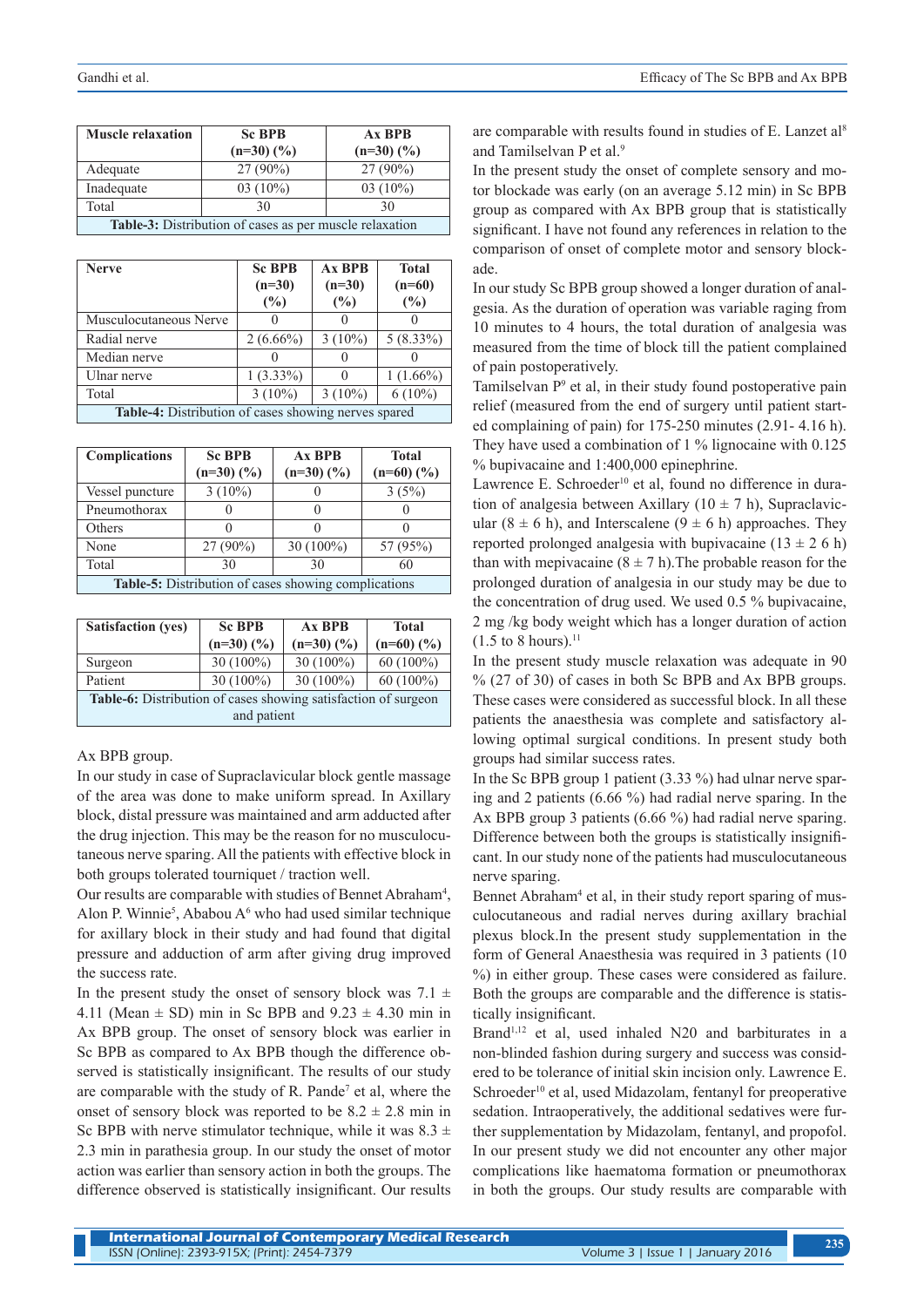| Muscle relaxation | Sc BPB (n=30) (%) | Ax BPB (n=30) (%) |
|---|---|---|
| Adequate | 27 (90%) | 27 (90%) |
| Inadequate | 03 (10%) | 03 (10%) |
| Total | 30 | 30 |

**Table-3:** Distribution of cases as per muscle relaxation

| Nerve | Sc BPB (n=30) (%) | Ax BPB (n=30) (%) | Total (n=60) (%) |
|---|---|---|---|
| Musculocutaneous Nerve | 0 | 0 | 0 |
| Radial nerve | 2 (6.66%) | 3 (10%) | 5 (8.33%) |
| Median nerve | 0 | 0 | 0 |
| Ulnar nerve | 1 (3.33%) | 0 | 1 (1.66%) |
| Total | 3 (10%) | 3 (10%) | 6 (10%) |

**Table-4:** Distribution of cases showing nerves spared

| Complications | Sc BPB (n=30) (%) | Ax BPB (n=30) (%) | Total (n=60) (%) |
|---|---|---|---|
| Vessel puncture | 3 (10%) | 0 | 3 (5%) |
| Pneumothorax | 0 | 0 | 0 |
| Others | 0 | 0 | 0 |
| None | 27 (90%) | 30 (100%) | 57 (95%) |
| Total | 30 | 30 | 60 |

**Table-5:** Distribution of cases showing complications

| Satisfaction (yes) | Sc BPB (n=30) (%) | Ax BPB (n=30) (%) | Total (n=60) (%) |
|---|---|---|---|
| Surgeon | 30 (100%) | 30 (100%) | 60 (100%) |
| Patient | 30 (100%) | 30 (100%) | 60 (100%) |

**Table-6:** Distribution of cases showing satisfaction of surgeon and patient

Ax BPB group.

In our study in case of Supraclavicular block gentle massage of the area was done to make uniform spread. In Axillary block, distal pressure was maintained and arm adducted after the drug injection. This may be the reason for no musculocutaneous nerve sparing. All the patients with effective block in both groups tolerated tourniquet / traction well.

Our results are comparable with studies of Bennet Abraham[4], Alon P. Winnie[5], Ababou A[6] who had used similar technique for axillary block in their study and had found that digital pressure and adduction of arm after giving drug improved the success rate.

In the present study the onset of sensory block was 7.1 ± 4.11 (Mean ± SD) min in Sc BPB and 9.23 ± 4.30 min in Ax BPB group. The onset of sensory block was earlier in Sc BPB as compared to Ax BPB though the difference observed is statistically insignificant. The results of our study are comparable with the study of R. Pande[7] et al, where the onset of sensory block was reported to be 8.2 ± 2.8 min in Sc BPB with nerve stimulator technique, while it was 8.3 ± 2.3 min in parathesia group. In our study the onset of motor action was earlier than sensory action in both the groups. The difference observed is statistically insignificant. Our results are comparable with results found in studies of E. Lanzet al[8] and Tamilselvan P et al.[9]

In the present study the onset of complete sensory and motor blockade was early (on an average 5.12 min) in Sc BPB group as compared with Ax BPB group that is statistically significant. I have not found any references in relation to the comparison of onset of complete motor and sensory blockade.

In our study Sc BPB group showed a longer duration of analgesia. As the duration of operation was variable raging from 10 minutes to 4 hours, the total duration of analgesia was measured from the time of block till the patient complained of pain postoperatively.

Tamilselvan P[9] et al, in their study found postoperative pain relief (measured from the end of surgery until patient started complaining of pain) for 175-250 minutes (2.91- 4.16 h). They have used a combination of 1 % lignocaine with 0.125 % bupivacaine and 1:400,000 epinephrine.

Lawrence E. Schroeder[10] et al, found no difference in duration of analgesia between Axillary (10 ± 7 h), Supraclavicular (8 ± 6 h), and Interscalene (9 ± 6 h) approaches. They reported prolonged analgesia with bupivacaine (13 ± 2 6 h) than with mepivacaine (8 ± 7 h).The probable reason for the prolonged duration of analgesia in our study may be due to the concentration of drug used. We used 0.5 % bupivacaine, 2 mg /kg body weight which has a longer duration of action (1.5 to 8 hours).[11]

In the present study muscle relaxation was adequate in 90 % (27 of 30) of cases in both Sc BPB and Ax BPB groups. These cases were considered as successful block. In all these patients the anaesthesia was complete and satisfactory allowing optimal surgical conditions. In present study both groups had similar success rates.

In the Sc BPB group 1 patient (3.33 %) had ulnar nerve sparing and 2 patients (6.66 %) had radial nerve sparing. In the Ax BPB group 3 patients (6.66 %) had radial nerve sparing. Difference between both the groups is statistically insignificant. In our study none of the patients had musculocutaneous nerve sparing.

Bennet Abraham[4] et al, in their study report sparing of musculocutaneous and radial nerves during axillary brachial plexus block.In the present study supplementation in the form of General Anaesthesia was required in 3 patients (10 %) in either group. These cases were considered as failure. Both the groups are comparable and the difference is statistically insignificant.

Brand[1,12] et al, used inhaled N20 and barbiturates in a non-blinded fashion during surgery and success was considered to be tolerance of initial skin incision only. Lawrence E. Schroeder[10] et al, used Midazolam, fentanyl for preoperative sedation. Intraoperatively, the additional sedatives were further supplementation by Midazolam, fentanyl, and propofol. In our present study we did not encounter any other major complications like haematoma formation or pneumothorax in both the groups. Our study results are comparable with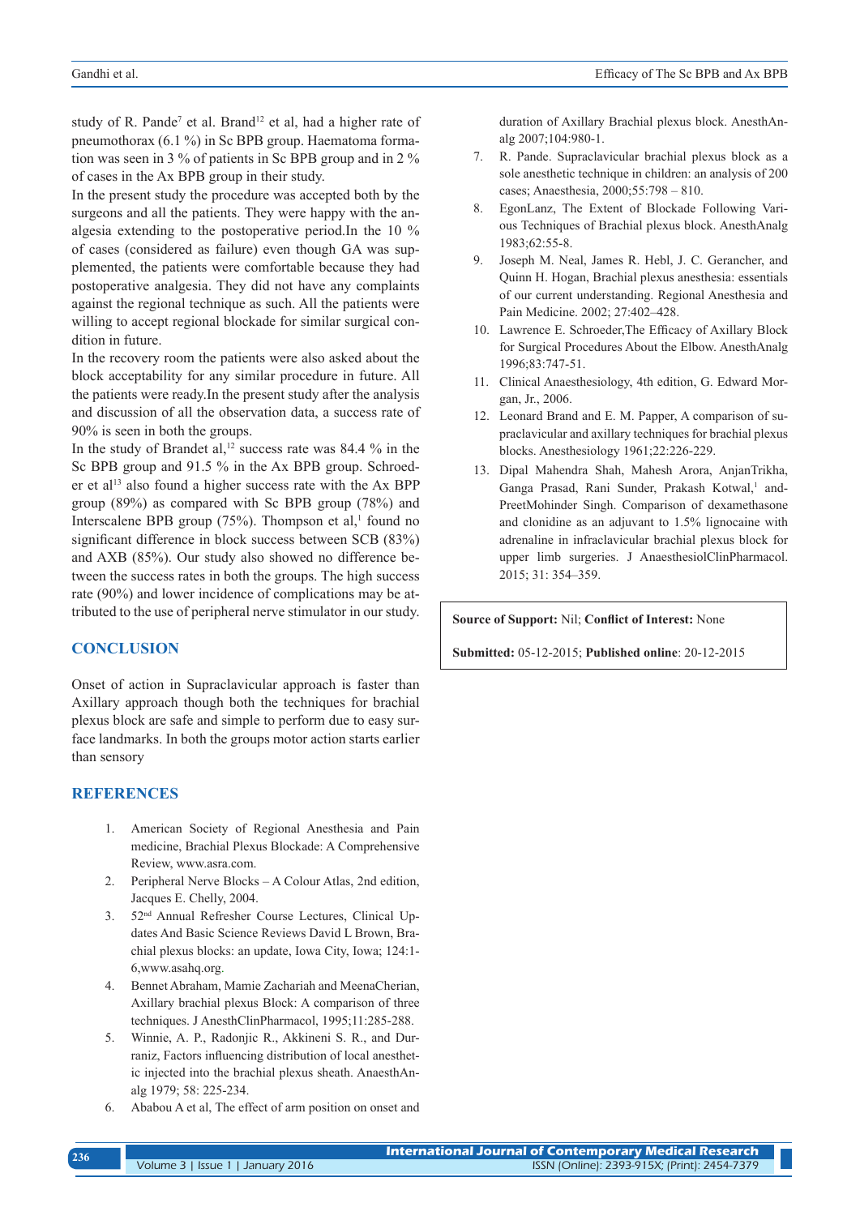study of R. Pande[7] et al. Brand[12] et al, had a higher rate of pneumothorax (6.1 %) in Sc BPB group. Haematoma formation was seen in 3 % of patients in Sc BPB group and in 2 % of cases in the Ax BPB group in their study.

In the present study the procedure was accepted both by the surgeons and all the patients. They were happy with the analgesia extending to the postoperative period.In the 10 % of cases (considered as failure) even though GA was supplemented, the patients were comfortable because they had postoperative analgesia. They did not have any complaints against the regional technique as such. All the patients were willing to accept regional blockade for similar surgical condition in future.

In the recovery room the patients were also asked about the block acceptability for any similar procedure in future. All the patients were ready.In the present study after the analysis and discussion of all the observation data, a success rate of 90% is seen in both the groups.

In the study of Brandet al,[12] success rate was 84.4 % in the Sc BPB group and 91.5 % in the Ax BPB group. Schroeder et al[13] also found a higher success rate with the Ax BPP group (89%) as compared with Sc BPB group (78%) and Interscalene BPB group (75%). Thompson et al,[1] found no significant difference in block success between SCB (83%) and AXB (85%). Our study also showed no difference between the success rates in both the groups. The high success rate (90%) and lower incidence of complications may be attributed to the use of peripheral nerve stimulator in our study.

## CONCLUSION

Onset of action in Supraclavicular approach is faster than Axillary approach though both the techniques for brachial plexus block are safe and simple to perform due to easy surface landmarks. In both the groups motor action starts earlier than sensory

## REFERENCES

1. American Society of Regional Anesthesia and Pain medicine, Brachial Plexus Blockade: A Comprehensive Review, www.asra.com.
2. Peripheral Nerve Blocks – A Colour Atlas, 2nd edition, Jacques E. Chelly, 2004.
3. 52nd Annual Refresher Course Lectures, Clinical Updates And Basic Science Reviews David L Brown, Brachial plexus blocks: an update, Iowa City, Iowa; 124:1-6,www.asahq.org.
4. Bennet Abraham, Mamie Zachariah and MeenaCherian, Axillary brachial plexus Block: A comparison of three techniques. J AnesthClinPharmacol, 1995;11:285-288.
5. Winnie, A. P., Radonjic R., Akkineni S. R., and Durraniz, Factors influencing distribution of local anesthetic injected into the brachial plexus sheath. AnaesthAnalg 1979; 58: 225-234.
6. Ababou A et al, The effect of arm position on onset and duration of Axillary Brachial plexus block. AnesthAnalg 2007;104:980-1.
7. R. Pande. Supraclavicular brachial plexus block as a sole anesthetic technique in children: an analysis of 200 cases; Anaesthesia, 2000;55:798 – 810.
8. EgonLanz, The Extent of Blockade Following Various Techniques of Brachial plexus block. AnesthAnalg 1983;62:55-8.
9. Joseph M. Neal, James R. Hebl, J. C. Gerancher, and Quinn H. Hogan, Brachial plexus anesthesia: essentials of our current understanding. Regional Anesthesia and Pain Medicine. 2002; 27:402–428.
10. Lawrence E. Schroeder,The Efficacy of Axillary Block for Surgical Procedures About the Elbow. AnesthAnalg 1996;83:747-51.
11. Clinical Anaesthesiology, 4th edition, G. Edward Morgan, Jr., 2006.
12. Leonard Brand and E. M. Papper, A comparison of supraclavicular and axillary techniques for brachial plexus blocks. Anesthesiology 1961;22:226-229.
13. Dipal Mahendra Shah, Mahesh Arora, AnjanTrikha, Ganga Prasad, Rani Sunder, Prakash Kotwal,[1] andPreetMohinder Singh. Comparison of dexamethasone and clonidine as an adjuvant to 1.5% lignocaine with adrenaline in infraclavicular brachial plexus block for upper limb surgeries. J AnaesthesiolClinPharmacol. 2015; 31: 354–359.

**Source of Support:** Nil; **Conflict of Interest:** None

**Submitted:** 05-12-2015; **Published online**: 20-12-2015